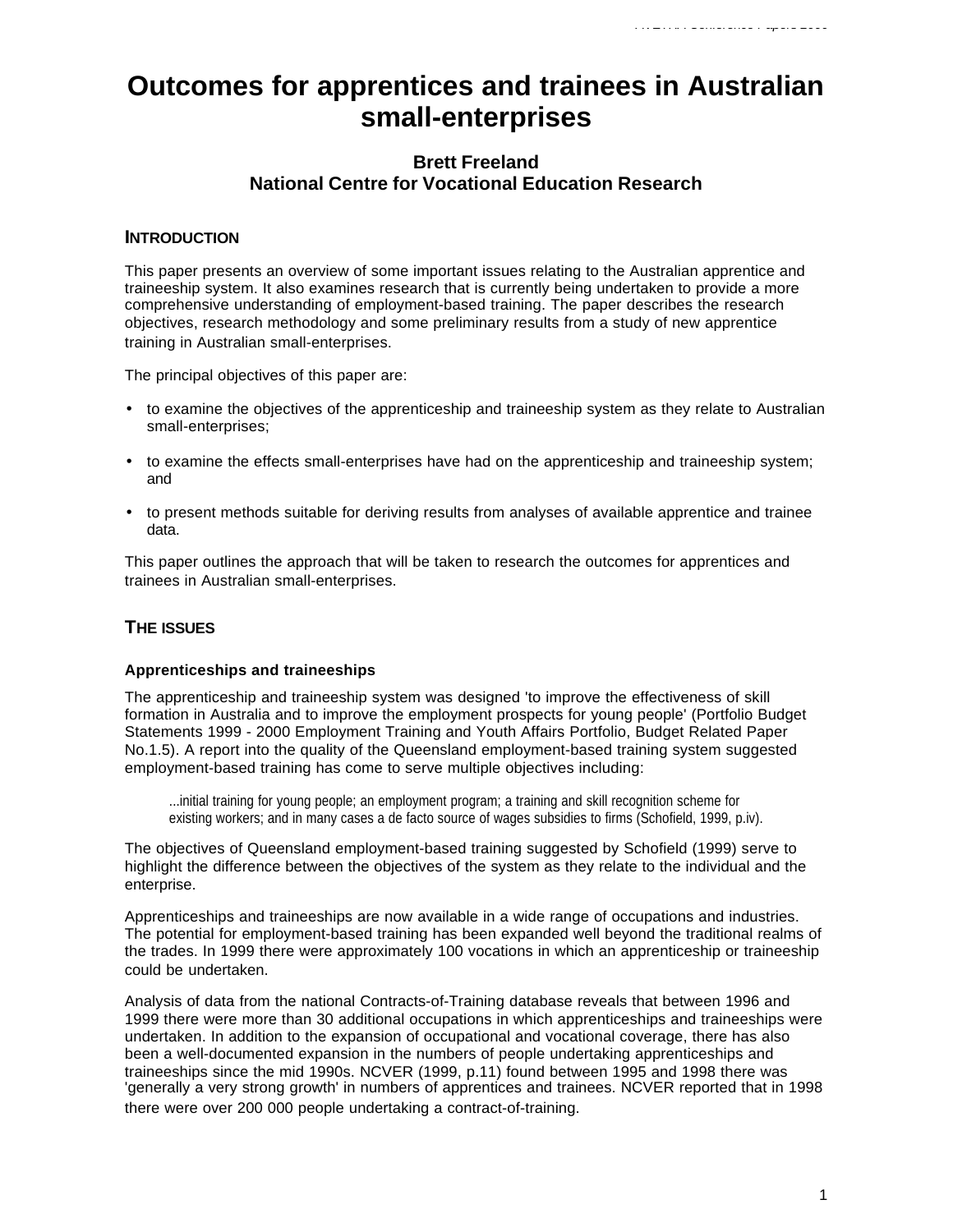# Outcomes for apprentices and trainees in Australian small-enterprises

**Brett Freeland**
**National Centre for Vocational Education Research**

## INTRODUCTION

This paper presents an overview of some important issues relating to the Australian apprentice and traineeship system. It also examines research that is currently being undertaken to provide a more comprehensive understanding of employment-based training. The paper describes the research objectives, research methodology and some preliminary results from a study of new apprentice training in Australian small-enterprises.

The principal objectives of this paper are:

- to examine the objectives of the apprenticeship and traineeship system as they relate to Australian small-enterprises;
- to examine the effects small-enterprises have had on the apprenticeship and traineeship system; and
- to present methods suitable for deriving results from analyses of available apprentice and trainee data.

This paper outlines the approach that will be taken to research the outcomes for apprentices and trainees in Australian small-enterprises.

## THE ISSUES

### Apprenticeships and traineeships

The apprenticeship and traineeship system was designed 'to improve the effectiveness of skill formation in Australia and to improve the employment prospects for young people' (Portfolio Budget Statements 1999 - 2000 Employment Training and Youth Affairs Portfolio, Budget Related Paper No.1.5). A report into the quality of the Queensland employment-based training system suggested employment-based training has come to serve multiple objectives including:

> ...initial training for young people; an employment program; a training and skill recognition scheme for existing workers; and in many cases a de facto source of wages subsidies to firms (Schofield, 1999, p.iv).

The objectives of Queensland employment-based training suggested by Schofield (1999) serve to highlight the difference between the objectives of the system as they relate to the individual and the enterprise.

Apprenticeships and traineeships are now available in a wide range of occupations and industries. The potential for employment-based training has been expanded well beyond the traditional realms of the trades. In 1999 there were approximately 100 vocations in which an apprenticeship or traineeship could be undertaken.

Analysis of data from the national Contracts-of-Training database reveals that between 1996 and 1999 there were more than 30 additional occupations in which apprenticeships and traineeships were undertaken. In addition to the expansion of occupational and vocational coverage, there has also been a well-documented expansion in the numbers of people undertaking apprenticeships and traineeships since the mid 1990s. NCVER (1999, p.11) found between 1995 and 1998 there was 'generally a very strong growth' in numbers of apprentices and trainees. NCVER reported that in 1998 there were over 200 000 people undertaking a contract-of-training.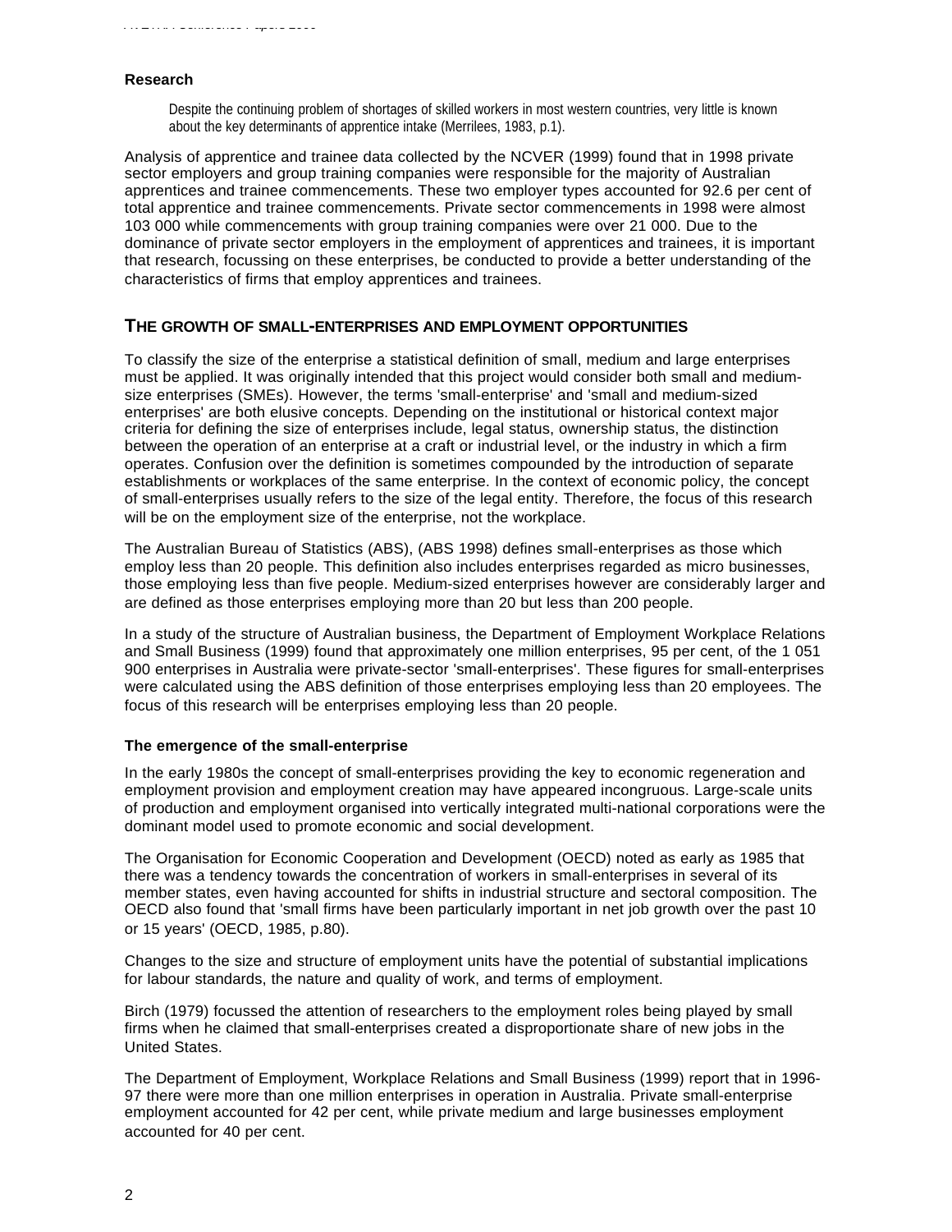### Research

> Despite the continuing problem of shortages of skilled workers in most western countries, very little is known about the key determinants of apprentice intake (Merrilees, 1983, p.1).

Analysis of apprentice and trainee data collected by the NCVER (1999) found that in 1998 private sector employers and group training companies were responsible for the majority of Australian apprentices and trainee commencements. These two employer types accounted for 92.6 per cent of total apprentice and trainee commencements. Private sector commencements in 1998 were almost 103 000 while commencements with group training companies were over 21 000. Due to the dominance of private sector employers in the employment of apprentices and trainees, it is important that research, focussing on these enterprises, be conducted to provide a better understanding of the characteristics of firms that employ apprentices and trainees.

## THE GROWTH OF SMALL-ENTERPRISES AND EMPLOYMENT OPPORTUNITIES

To classify the size of the enterprise a statistical definition of small, medium and large enterprises must be applied. It was originally intended that this project would consider both small and medium-size enterprises (SMEs). However, the terms 'small-enterprise' and 'small and medium-sized enterprises' are both elusive concepts. Depending on the institutional or historical context major criteria for defining the size of enterprises include, legal status, ownership status, the distinction between the operation of an enterprise at a craft or industrial level, or the industry in which a firm operates. Confusion over the definition is sometimes compounded by the introduction of separate establishments or workplaces of the same enterprise. In the context of economic policy, the concept of small-enterprises usually refers to the size of the legal entity. Therefore, the focus of this research will be on the employment size of the enterprise, not the workplace.

The Australian Bureau of Statistics (ABS), (ABS 1998) defines small-enterprises as those which employ less than 20 people. This definition also includes enterprises regarded as micro businesses, those employing less than five people. Medium-sized enterprises however are considerably larger and are defined as those enterprises employing more than 20 but less than 200 people.

In a study of the structure of Australian business, the Department of Employment Workplace Relations and Small Business (1999) found that approximately one million enterprises, 95 per cent, of the 1 051 900 enterprises in Australia were private-sector 'small-enterprises'. These figures for small-enterprises were calculated using the ABS definition of those enterprises employing less than 20 employees. The focus of this research will be enterprises employing less than 20 people.

### The emergence of the small-enterprise

In the early 1980s the concept of small-enterprises providing the key to economic regeneration and employment provision and employment creation may have appeared incongruous. Large-scale units of production and employment organised into vertically integrated multi-national corporations were the dominant model used to promote economic and social development.

The Organisation for Economic Cooperation and Development (OECD) noted as early as 1985 that there was a tendency towards the concentration of workers in small-enterprises in several of its member states, even having accounted for shifts in industrial structure and sectoral composition. The OECD also found that 'small firms have been particularly important in net job growth over the past 10 or 15 years' (OECD, 1985, p.80).

Changes to the size and structure of employment units have the potential of substantial implications for labour standards, the nature and quality of work, and terms of employment.

Birch (1979) focussed the attention of researchers to the employment roles being played by small firms when he claimed that small-enterprises created a disproportionate share of new jobs in the United States.

The Department of Employment, Workplace Relations and Small Business (1999) report that in 1996-97 there were more than one million enterprises in operation in Australia. Private small-enterprise employment accounted for 42 per cent, while private medium and large businesses employment accounted for 40 per cent.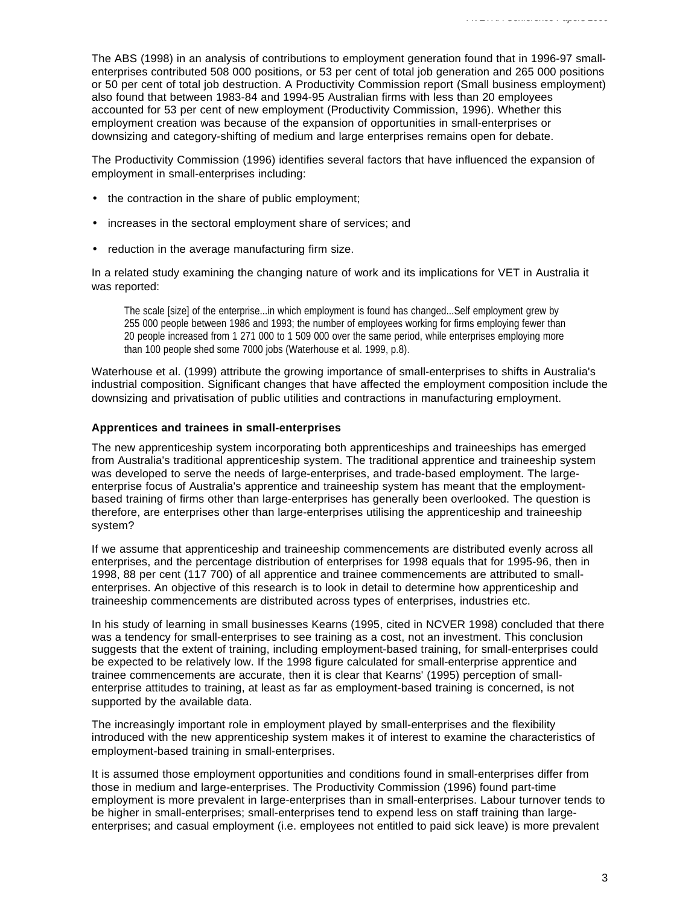The ABS (1998) in an analysis of contributions to employment generation found that in 1996-97 small-enterprises contributed 508 000 positions, or 53 per cent of total job generation and 265 000 positions or 50 per cent of total job destruction. A Productivity Commission report (Small business employment) also found that between 1983-84 and 1994-95 Australian firms with less than 20 employees accounted for 53 per cent of new employment (Productivity Commission, 1996). Whether this employment creation was because of the expansion of opportunities in small-enterprises or downsizing and category-shifting of medium and large enterprises remains open for debate.

The Productivity Commission (1996) identifies several factors that have influenced the expansion of employment in small-enterprises including:

- the contraction in the share of public employment;
- increases in the sectoral employment share of services; and
- reduction in the average manufacturing firm size.

In a related study examining the changing nature of work and its implications for VET in Australia it was reported:

> The scale [size] of the enterprise...in which employment is found has changed...Self employment grew by 255 000 people between 1986 and 1993; the number of employees working for firms employing fewer than 20 people increased from 1 271 000 to 1 509 000 over the same period, while enterprises employing more than 100 people shed some 7000 jobs (Waterhouse et al. 1999, p.8).

Waterhouse et al. (1999) attribute the growing importance of small-enterprises to shifts in Australia's industrial composition. Significant changes that have affected the employment composition include the downsizing and privatisation of public utilities and contractions in manufacturing employment.

**Apprentices and trainees in small-enterprises**

The new apprenticeship system incorporating both apprenticeships and traineeships has emerged from Australia's traditional apprenticeship system. The traditional apprentice and traineeship system was developed to serve the needs of large-enterprises, and trade-based employment. The large-enterprise focus of Australia's apprentice and traineeship system has meant that the employment-based training of firms other than large-enterprises has generally been overlooked. The question is therefore, are enterprises other than large-enterprises utilising the apprenticeship and traineeship system?

If we assume that apprenticeship and traineeship commencements are distributed evenly across all enterprises, and the percentage distribution of enterprises for 1998 equals that for 1995-96, then in 1998, 88 per cent (117 700) of all apprentice and trainee commencements are attributed to small-enterprises. An objective of this research is to look in detail to determine how apprenticeship and traineeship commencements are distributed across types of enterprises, industries etc.

In his study of learning in small businesses Kearns (1995, cited in NCVER 1998) concluded that there was a tendency for small-enterprises to see training as a cost, not an investment. This conclusion suggests that the extent of training, including employment-based training, for small-enterprises could be expected to be relatively low. If the 1998 figure calculated for small-enterprise apprentice and trainee commencements are accurate, then it is clear that Kearns' (1995) perception of small-enterprise attitudes to training, at least as far as employment-based training is concerned, is not supported by the available data.

The increasingly important role in employment played by small-enterprises and the flexibility introduced with the new apprenticeship system makes it of interest to examine the characteristics of employment-based training in small-enterprises.

It is assumed those employment opportunities and conditions found in small-enterprises differ from those in medium and large-enterprises. The Productivity Commission (1996) found part-time employment is more prevalent in large-enterprises than in small-enterprises. Labour turnover tends to be higher in small-enterprises; small-enterprises tend to expend less on staff training than large-enterprises; and casual employment (i.e. employees not entitled to paid sick leave) is more prevalent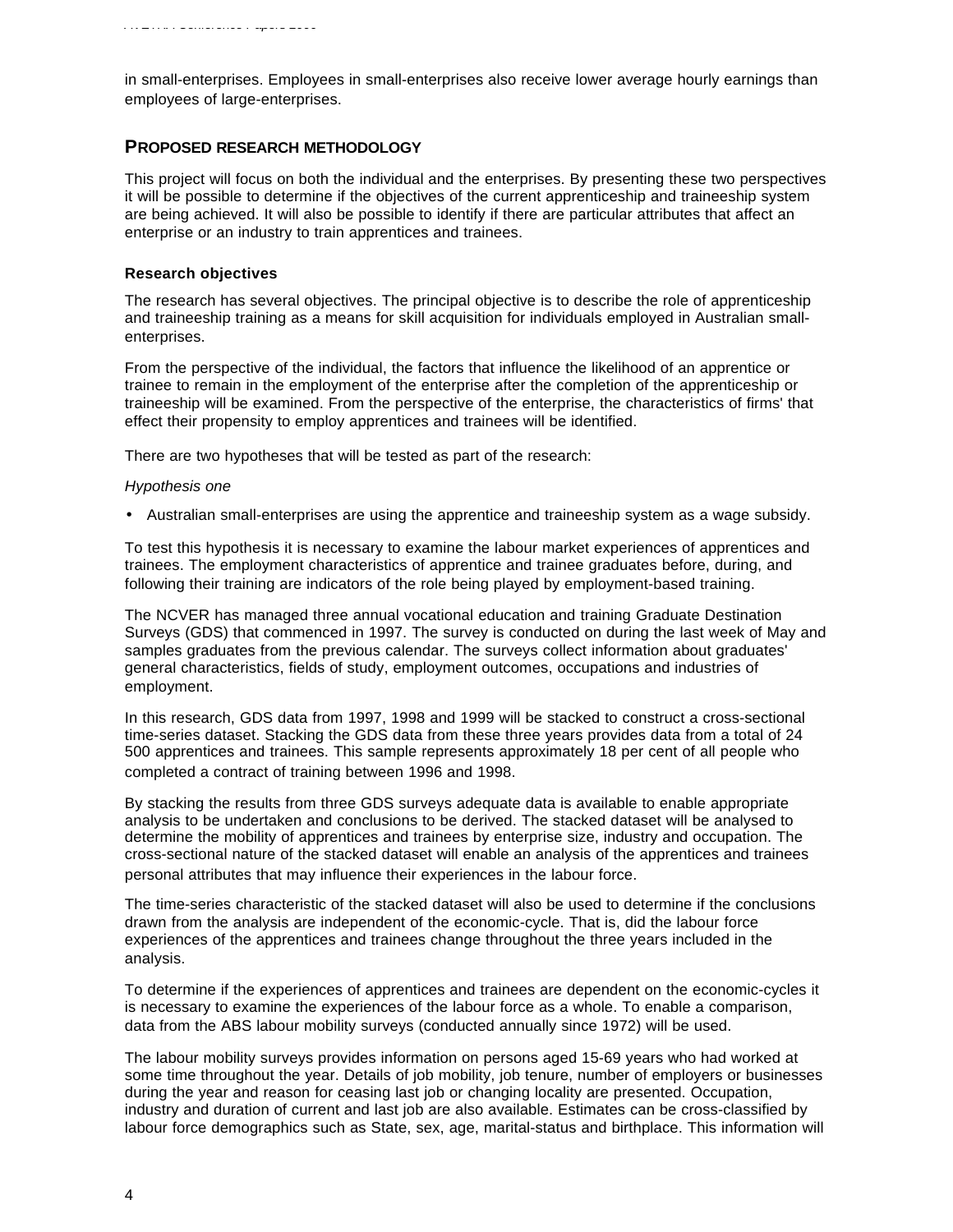in small-enterprises. Employees in small-enterprises also receive lower average hourly earnings than employees of large-enterprises.

## PROPOSED RESEARCH METHODOLOGY

This project will focus on both the individual and the enterprises. By presenting these two perspectives it will be possible to determine if the objectives of the current apprenticeship and traineeship system are being achieved. It will also be possible to identify if there are particular attributes that affect an enterprise or an industry to train apprentices and trainees.

### Research objectives

The research has several objectives. The principal objective is to describe the role of apprenticeship and traineeship training as a means for skill acquisition for individuals employed in Australian small-enterprises.

From the perspective of the individual, the factors that influence the likelihood of an apprentice or trainee to remain in the employment of the enterprise after the completion of the apprenticeship or traineeship will be examined. From the perspective of the enterprise, the characteristics of firms' that effect their propensity to employ apprentices and trainees will be identified.

There are two hypotheses that will be tested as part of the research:

*Hypothesis one*

- Australian small-enterprises are using the apprentice and traineeship system as a wage subsidy.

To test this hypothesis it is necessary to examine the labour market experiences of apprentices and trainees. The employment characteristics of apprentice and trainee graduates before, during, and following their training are indicators of the role being played by employment-based training.

The NCVER has managed three annual vocational education and training Graduate Destination Surveys (GDS) that commenced in 1997. The survey is conducted on during the last week of May and samples graduates from the previous calendar. The surveys collect information about graduates' general characteristics, fields of study, employment outcomes, occupations and industries of employment.

In this research, GDS data from 1997, 1998 and 1999 will be stacked to construct a cross-sectional time-series dataset. Stacking the GDS data from these three years provides data from a total of 24 500 apprentices and trainees. This sample represents approximately 18 per cent of all people who completed a contract of training between 1996 and 1998.

By stacking the results from three GDS surveys adequate data is available to enable appropriate analysis to be undertaken and conclusions to be derived. The stacked dataset will be analysed to determine the mobility of apprentices and trainees by enterprise size, industry and occupation. The cross-sectional nature of the stacked dataset will enable an analysis of the apprentices and trainees personal attributes that may influence their experiences in the labour force.

The time-series characteristic of the stacked dataset will also be used to determine if the conclusions drawn from the analysis are independent of the economic-cycle. That is, did the labour force experiences of the apprentices and trainees change throughout the three years included in the analysis.

To determine if the experiences of apprentices and trainees are dependent on the economic-cycles it is necessary to examine the experiences of the labour force as a whole. To enable a comparison, data from the ABS labour mobility surveys (conducted annually since 1972) will be used.

The labour mobility surveys provides information on persons aged 15-69 years who had worked at some time throughout the year. Details of job mobility, job tenure, number of employers or businesses during the year and reason for ceasing last job or changing locality are presented. Occupation, industry and duration of current and last job are also available. Estimates can be cross-classified by labour force demographics such as State, sex, age, marital-status and birthplace. This information will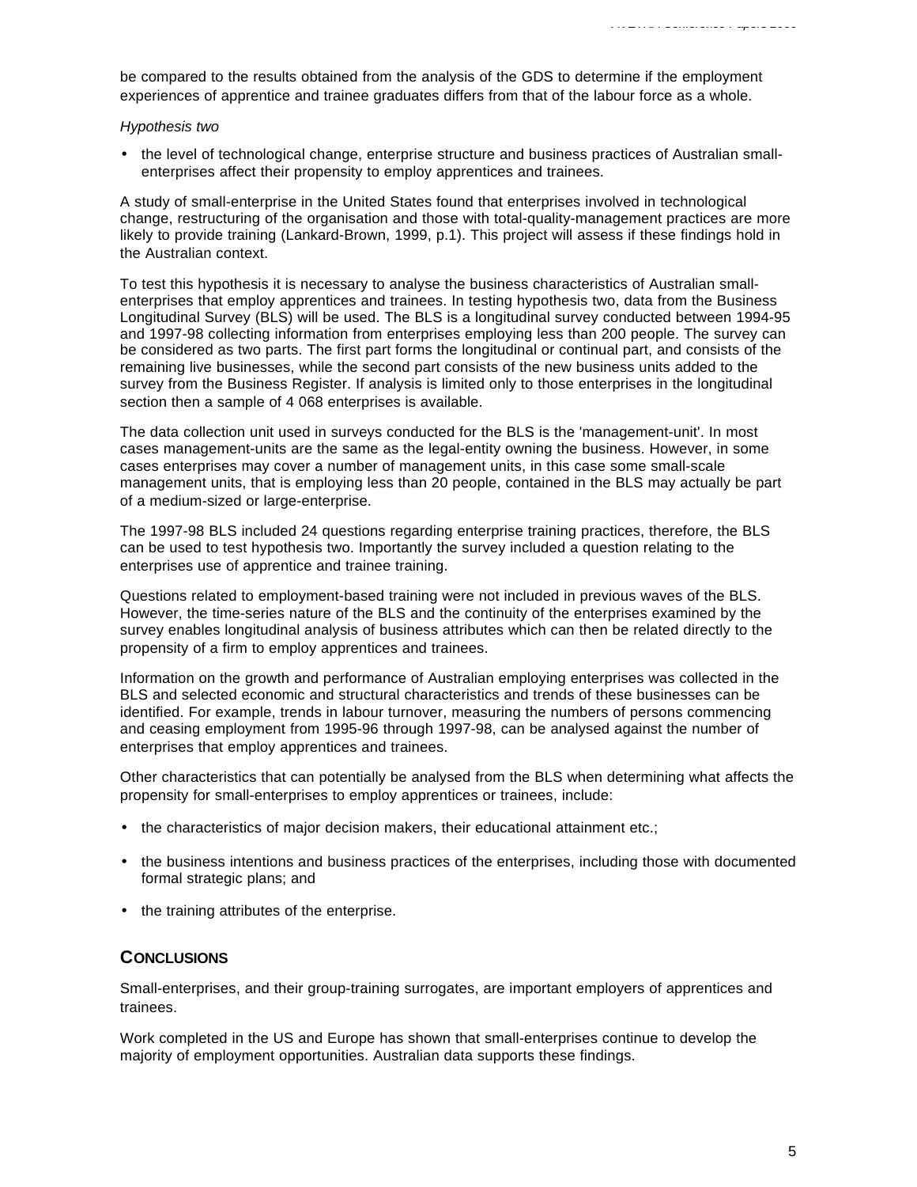be compared to the results obtained from the analysis of the GDS to determine if the employment experiences of apprentice and trainee graduates differs from that of the labour force as a whole.

*Hypothesis two*

- the level of technological change, enterprise structure and business practices of Australian small-enterprises affect their propensity to employ apprentices and trainees.

A study of small-enterprise in the United States found that enterprises involved in technological change, restructuring of the organisation and those with total-quality-management practices are more likely to provide training (Lankard-Brown, 1999, p.1). This project will assess if these findings hold in the Australian context.

To test this hypothesis it is necessary to analyse the business characteristics of Australian small-enterprises that employ apprentices and trainees. In testing hypothesis two, data from the Business Longitudinal Survey (BLS) will be used. The BLS is a longitudinal survey conducted between 1994-95 and 1997-98 collecting information from enterprises employing less than 200 people. The survey can be considered as two parts. The first part forms the longitudinal or continual part, and consists of the remaining live businesses, while the second part consists of the new business units added to the survey from the Business Register. If analysis is limited only to those enterprises in the longitudinal section then a sample of 4 068 enterprises is available.

The data collection unit used in surveys conducted for the BLS is the 'management-unit'. In most cases management-units are the same as the legal-entity owning the business. However, in some cases enterprises may cover a number of management units, in this case some small-scale management units, that is employing less than 20 people, contained in the BLS may actually be part of a medium-sized or large-enterprise.

The 1997-98 BLS included 24 questions regarding enterprise training practices, therefore, the BLS can be used to test hypothesis two. Importantly the survey included a question relating to the enterprises use of apprentice and trainee training.

Questions related to employment-based training were not included in previous waves of the BLS. However, the time-series nature of the BLS and the continuity of the enterprises examined by the survey enables longitudinal analysis of business attributes which can then be related directly to the propensity of a firm to employ apprentices and trainees.

Information on the growth and performance of Australian employing enterprises was collected in the BLS and selected economic and structural characteristics and trends of these businesses can be identified. For example, trends in labour turnover, measuring the numbers of persons commencing and ceasing employment from 1995-96 through 1997-98, can be analysed against the number of enterprises that employ apprentices and trainees.

Other characteristics that can potentially be analysed from the BLS when determining what affects the propensity for small-enterprises to employ apprentices or trainees, include:

- the characteristics of major decision makers, their educational attainment etc.;
- the business intentions and business practices of the enterprises, including those with documented formal strategic plans; and
- the training attributes of the enterprise.

## CONCLUSIONS

Small-enterprises, and their group-training surrogates, are important employers of apprentices and trainees.

Work completed in the US and Europe has shown that small-enterprises continue to develop the majority of employment opportunities. Australian data supports these findings.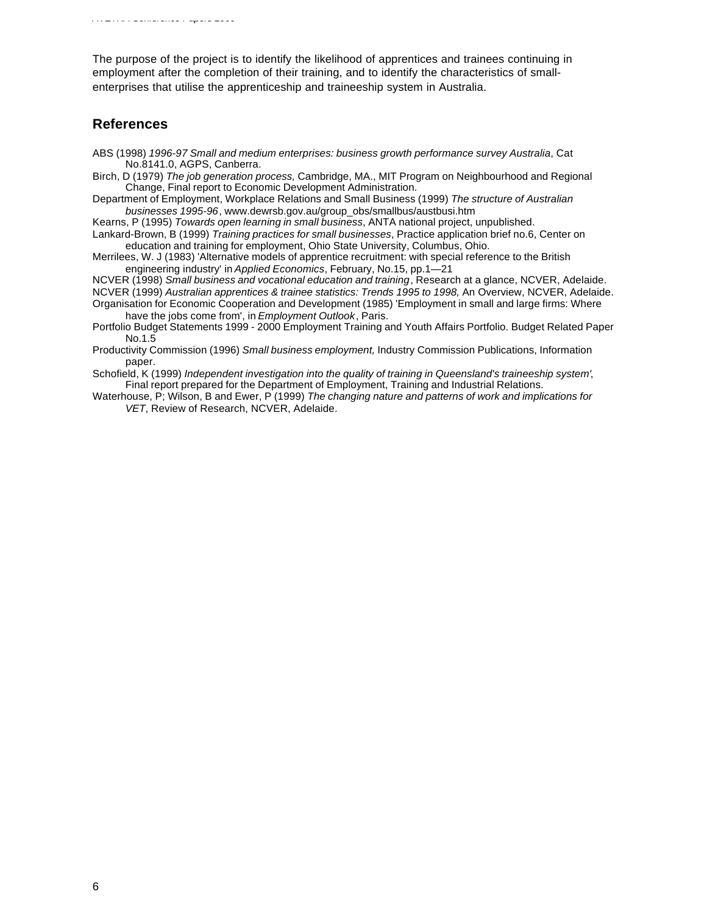The purpose of the project is to identify the likelihood of apprentices and trainees continuing in employment after the completion of their training, and to identify the characteristics of small-enterprises that utilise the apprenticeship and traineeship system in Australia.

## References

ABS (1998) *1996-97 Small and medium enterprises: business growth performance survey Australia*, Cat No.8141.0, AGPS, Canberra.

Birch, D (1979) *The job generation process,* Cambridge, MA., MIT Program on Neighbourhood and Regional Change, Final report to Economic Development Administration.

Department of Employment, Workplace Relations and Small Business (1999) *The structure of Australian businesses 1995-96*, www.dewrsb.gov.au/group_obs/smallbus/austbusi.htm

Kearns, P (1995) *Towards open learning in small business*, ANTA national project, unpublished.

Lankard-Brown, B (1999) *Training practices for small businesses*, Practice application brief no.6, Center on education and training for employment, Ohio State University, Columbus, Ohio.

Merrilees, W. J (1983) 'Alternative models of apprentice recruitment: with special reference to the British engineering industry' in *Applied Economics*, February, No.15, pp.1—21

NCVER (1998) *Small business and vocational education and training*, Research at a glance, NCVER, Adelaide.

NCVER (1999) *Australian apprentices & trainee statistics: Trends 1995 to 1998,* An Overview, NCVER, Adelaide.

Organisation for Economic Cooperation and Development (1985) 'Employment in small and large firms: Where have the jobs come from', in *Employment Outlook*, Paris.

Portfolio Budget Statements 1999 - 2000 Employment Training and Youth Affairs Portfolio. Budget Related Paper No.1.5

Productivity Commission (1996) *Small business employment,* Industry Commission Publications, Information paper.

Schofield, K (1999) *Independent investigation into the quality of training in Queensland's traineeship system'*, Final report prepared for the Department of Employment, Training and Industrial Relations.

Waterhouse, P; Wilson, B and Ewer, P (1999) *The changing nature and patterns of work and implications for VET*, Review of Research, NCVER, Adelaide.